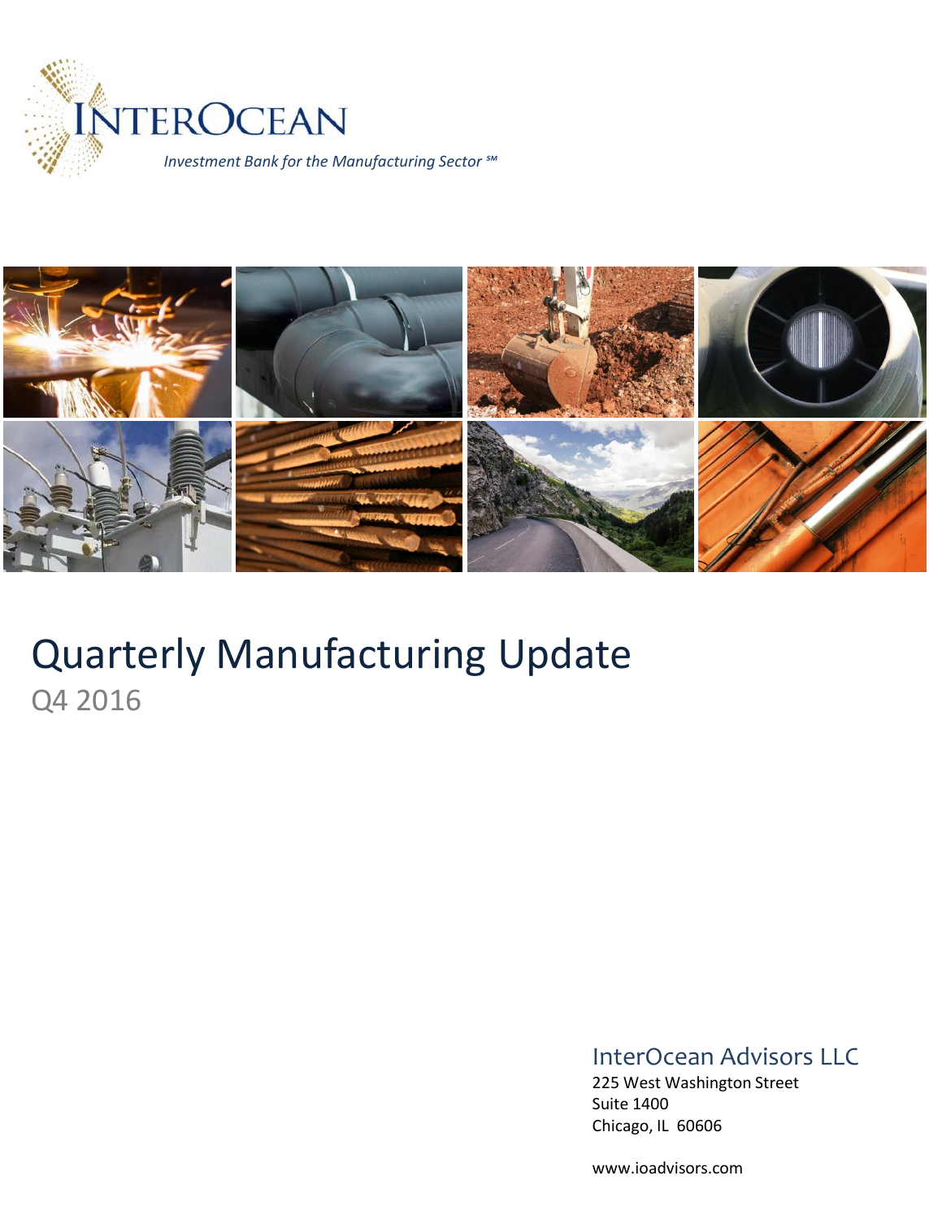INTEROCEAN

*Investment Bank for the Manufacturing Sector* ℠

# Quarterly Manufacturing Update

## Q4 2016

InterOcean Advisors LLC

225 West Washington Street
Suite 1400
Chicago, IL 60606

www.ioadvisors.com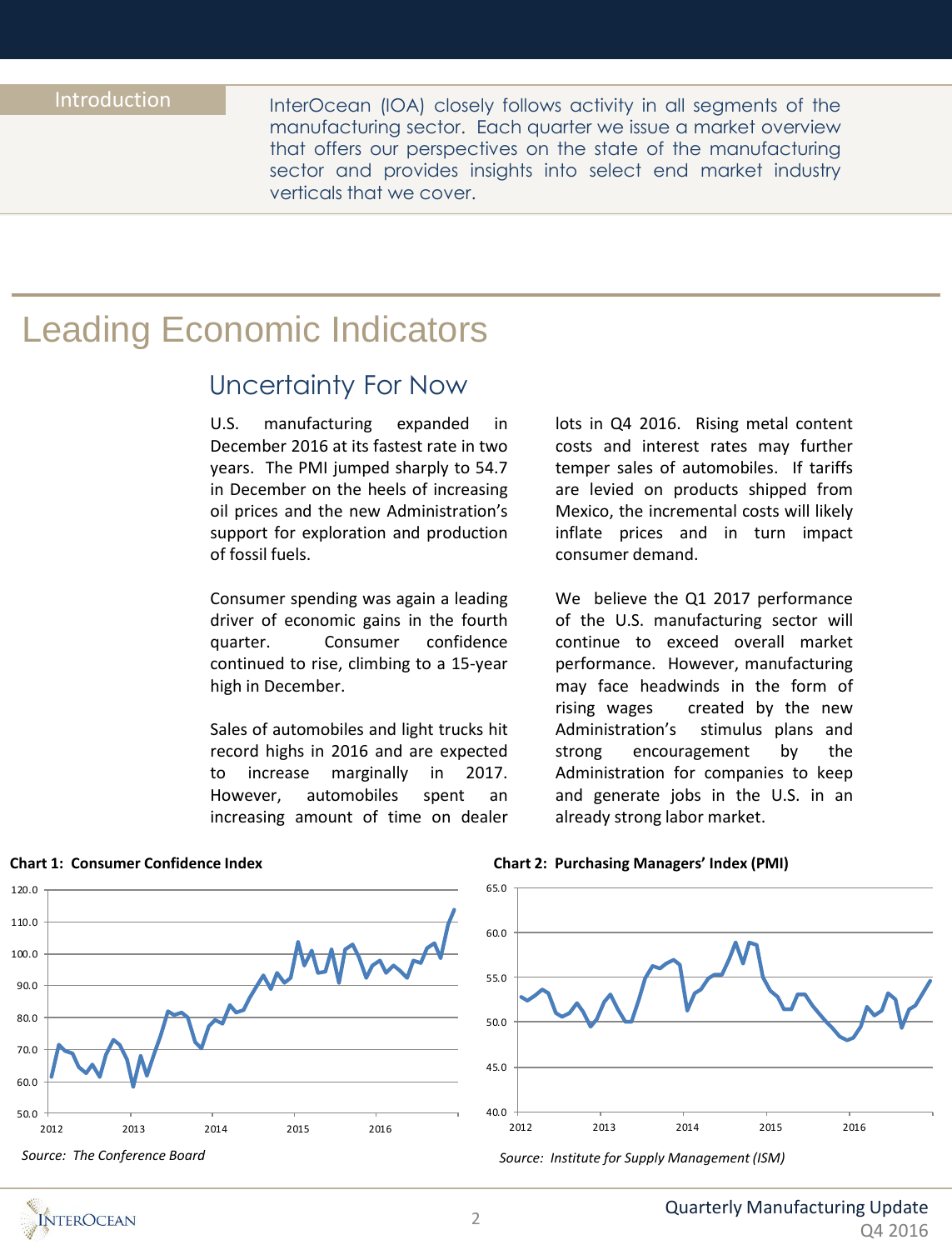## Introduction

InterOcean (IOA) closely follows activity in all segments of the manufacturing sector. Each quarter we issue a market overview that offers our perspectives on the state of the manufacturing sector and provides insights into select end market industry verticals that we cover.

# Leading Economic Indicators

## Uncertainty For Now

U.S. manufacturing expanded in December 2016 at its fastest rate in two years. The PMI jumped sharply to 54.7 in December on the heels of increasing oil prices and the new Administration's support for exploration and production of fossil fuels.

Consumer spending was again a leading driver of economic gains in the fourth quarter. Consumer confidence continued to rise, climbing to a 15-year high in December.

Sales of automobiles and light trucks hit record highs in 2016 and are expected to increase marginally in 2017. However, automobiles spent an increasing amount of time on dealer lots in Q4 2016. Rising metal content costs and interest rates may further temper sales of automobiles. If tariffs are levied on products shipped from Mexico, the incremental costs will likely inflate prices and in turn impact consumer demand.

We believe the Q1 2017 performance of the U.S. manufacturing sector will continue to exceed overall market performance. However, manufacturing may face headwinds in the form of rising wages created by the new Administration's stimulus plans and strong encouragement by the Administration for companies to keep and generate jobs in the U.S. in an already strong labor market.

**Chart 1: Consumer Confidence Index**

*Source: The Conference Board*

**Chart 2: Purchasing Managers' Index (PMI)**

*Source: Institute for Supply Management (ISM)*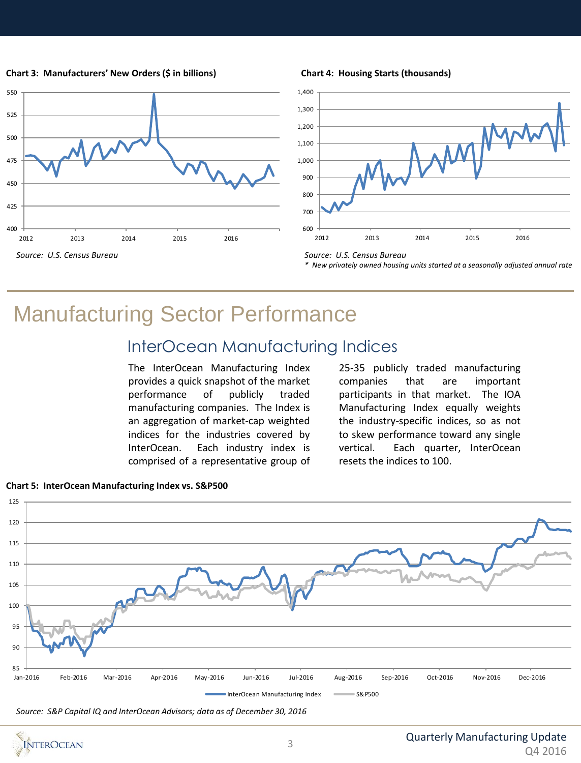**Chart 3: Manufacturers' New Orders ($ in billions)**

*Source: U.S. Census Bureau*

**Chart 4: Housing Starts (thousands)**

*Source: U.S. Census Bureau*

*\* New privately owned housing units started at a seasonally adjusted annual rate*

# Manufacturing Sector Performance

## InterOcean Manufacturing Indices

The InterOcean Manufacturing Index provides a quick snapshot of the market performance of publicly traded manufacturing companies. The Index is an aggregation of market-cap weighted indices for the industries covered by InterOcean. Each industry index is comprised of a representative group of 25-35 publicly traded manufacturing companies that are important participants in that market. The IOA Manufacturing Index equally weights the industry-specific indices, so as not to skew performance toward any single vertical. Each quarter, InterOcean resets the indices to 100.

**Chart 5: InterOcean Manufacturing Index vs. S&P500**

*Source: S&P Capital IQ and InterOcean Advisors; data as of December 30, 2016*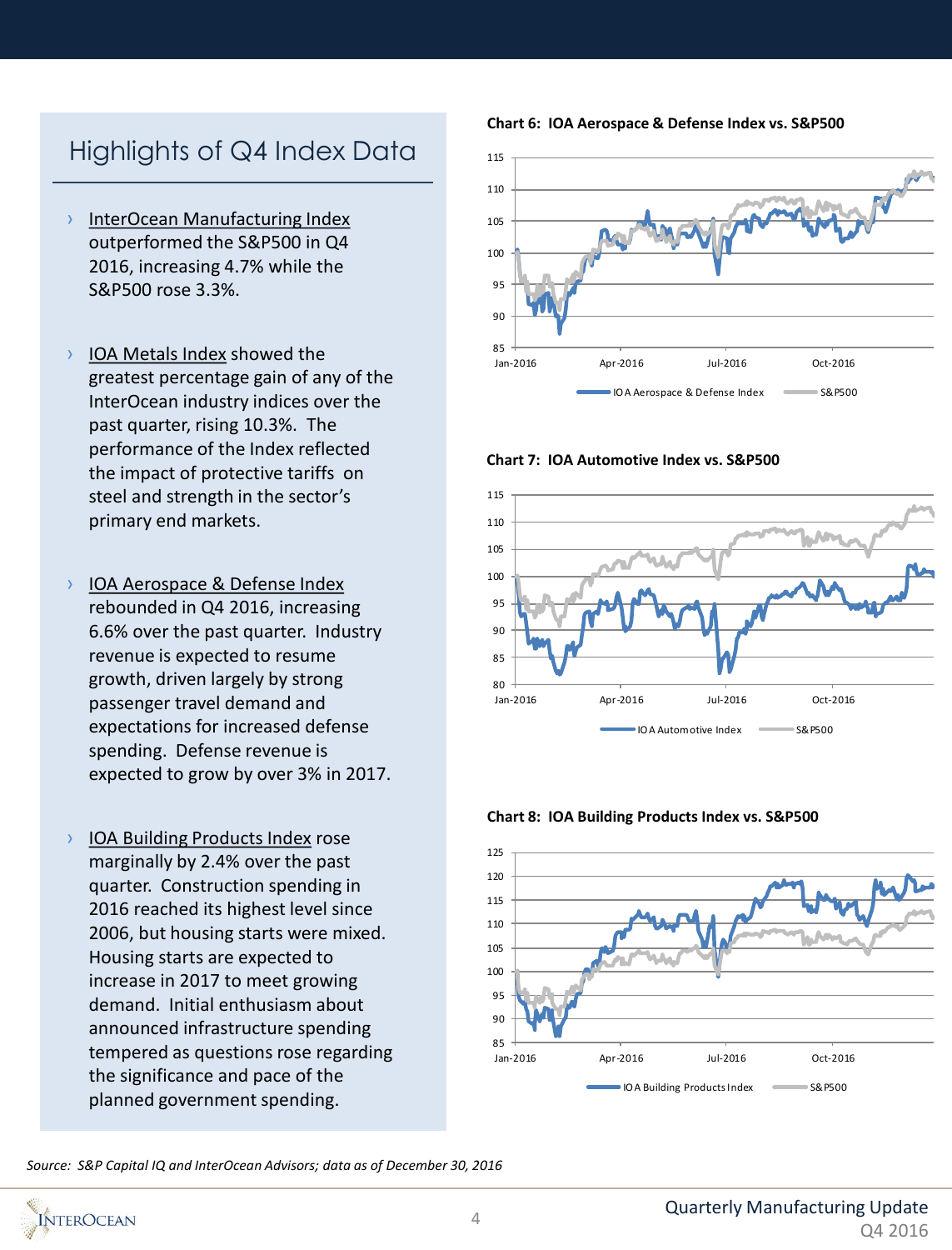## Highlights of Q4 Index Data

- InterOcean Manufacturing Index outperformed the S&P500 in Q4 2016, increasing 4.7% while the S&P500 rose 3.3%.

- IOA Metals Index showed the greatest percentage gain of any of the InterOcean industry indices over the past quarter, rising 10.3%. The performance of the Index reflected the impact of protective tariffs on steel and strength in the sector's primary end markets.

- IOA Aerospace & Defense Index rebounded in Q4 2016, increasing 6.6% over the past quarter. Industry revenue is expected to resume growth, driven largely by strong passenger travel demand and expectations for increased defense spending. Defense revenue is expected to grow by over 3% in 2017.

- IOA Building Products Index rose marginally by 2.4% over the past quarter. Construction spending in 2016 reached its highest level since 2006, but housing starts were mixed. Housing starts are expected to increase in 2017 to meet growing demand. Initial enthusiasm about announced infrastructure spending tempered as questions rose regarding the significance and pace of the planned government spending.

**Chart 6: IOA Aerospace & Defense Index vs. S&P500**

**Chart 7: IOA Automotive Index vs. S&P500**

**Chart 8: IOA Building Products Index vs. S&P500**

*Source: S&P Capital IQ and InterOcean Advisors; data as of December 30, 2016*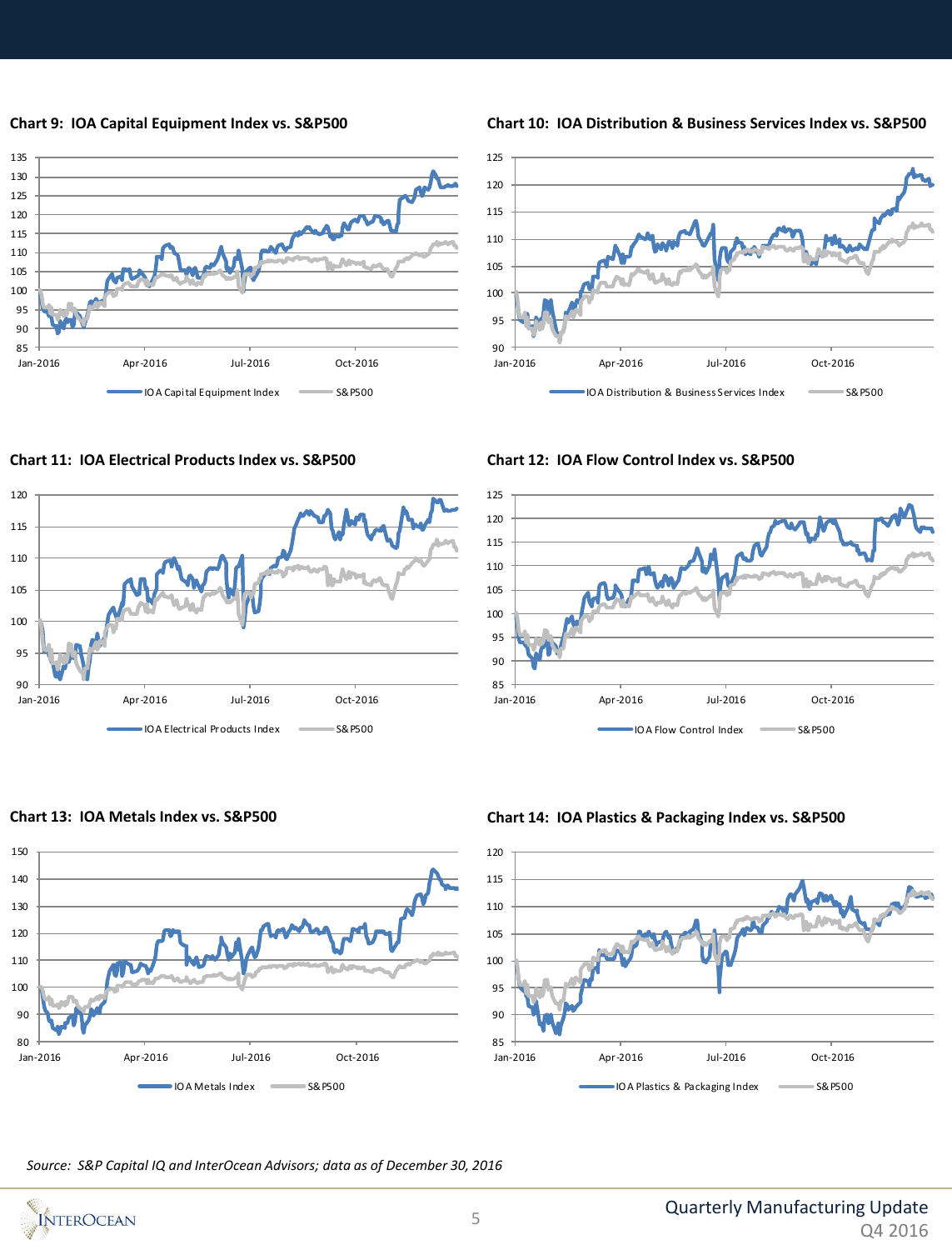**Chart 9: IOA Capital Equipment Index vs. S&P500**

**Chart 10: IOA Distribution & Business Services Index vs. S&P500**

**Chart 11: IOA Electrical Products Index vs. S&P500**

**Chart 12: IOA Flow Control Index vs. S&P500**

**Chart 13: IOA Metals Index vs. S&P500**

**Chart 14: IOA Plastics & Packaging Index vs. S&P500**

*Source: S&P Capital IQ and InterOcean Advisors; data as of December 30, 2016*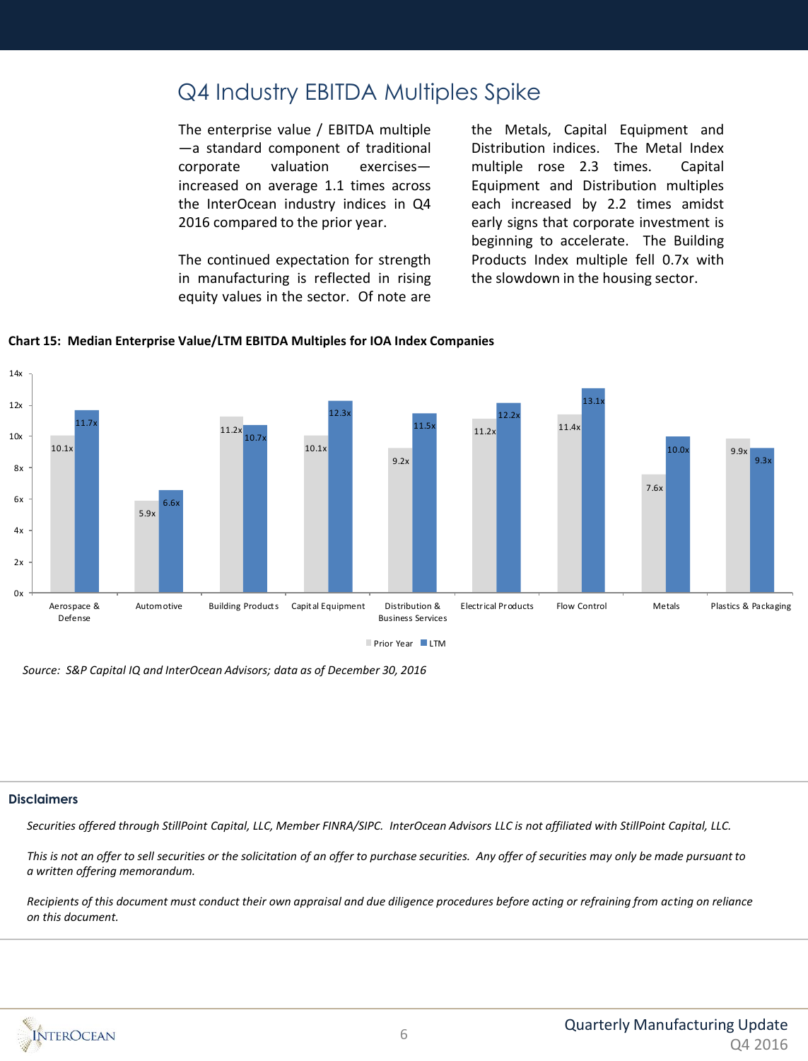# Q4 Industry EBITDA Multiples Spike

The enterprise value / EBITDA multiple —a standard component of traditional corporate valuation exercises— increased on average 1.1 times across the InterOcean industry indices in Q4 2016 compared to the prior year.

The continued expectation for strength in manufacturing is reflected in rising equity values in the sector. Of note are the Metals, Capital Equipment and Distribution indices. The Metal Index multiple rose 2.3 times. Capital Equipment and Distribution multiples each increased by 2.2 times amidst early signs that corporate investment is beginning to accelerate. The Building Products Index multiple fell 0.7x with the slowdown in the housing sector.

**Chart 15: Median Enterprise Value/LTM EBITDA Multiples for IOA Index Companies**

| Industry | Prior Year | LTM |
|---|---|---|
| Aerospace & Defense | 10.1x | 11.7x |
| Automotive | 5.9x | 6.6x |
| Building Products | 11.2x | 10.7x |
| Capital Equipment | 10.1x | 12.3x |
| Distribution & Business Services | 9.2x | 11.5x |
| Electrical Products | 11.2x | 12.2x |
| Flow Control | 11.4x | 13.1x |
| Metals | 7.6x | 10.0x |
| Plastics & Packaging | 9.9x | 9.3x |

*Source: S&P Capital IQ and InterOcean Advisors; data as of December 30, 2016*

## Disclaimers

*Securities offered through StillPoint Capital, LLC, Member FINRA/SIPC. InterOcean Advisors LLC is not affiliated with StillPoint Capital, LLC.*

*This is not an offer to sell securities or the solicitation of an offer to purchase securities. Any offer of securities may only be made pursuant to a written offering memorandum.*

*Recipients of this document must conduct their own appraisal and due diligence procedures before acting or refraining from acting on reliance on this document.*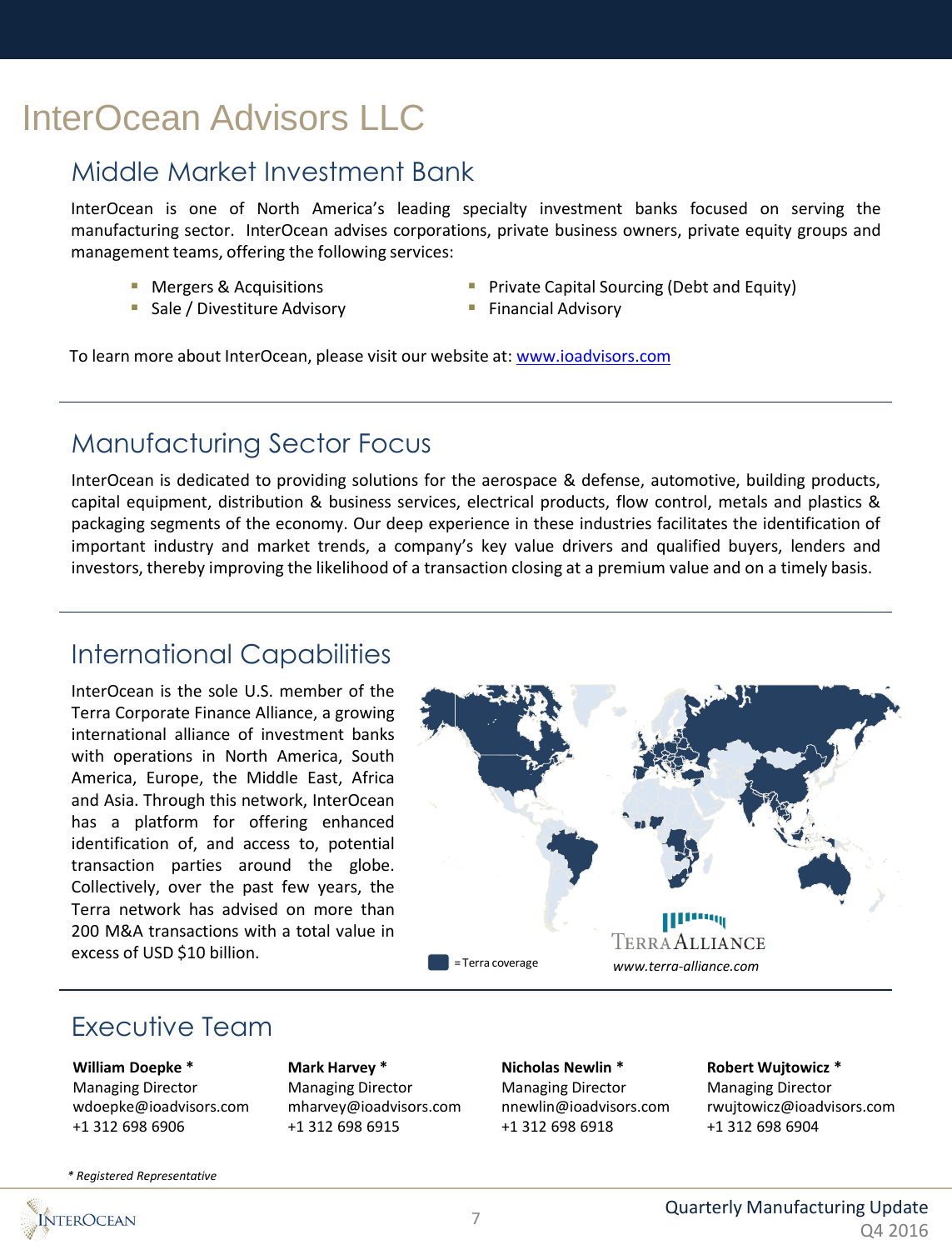# InterOcean Advisors LLC

## Middle Market Investment Bank

InterOcean is one of North America's leading specialty investment banks focused on serving the manufacturing sector. InterOcean advises corporations, private business owners, private equity groups and management teams, offering the following services:

- Mergers & Acquisitions
- Sale / Divestiture Advisory
- Private Capital Sourcing (Debt and Equity)
- Financial Advisory

To learn more about InterOcean, please visit our website at: [www.ioadvisors.com](www.ioadvisors.com)

## Manufacturing Sector Focus

InterOcean is dedicated to providing solutions for the aerospace & defense, automotive, building products, capital equipment, distribution & business services, electrical products, flow control, metals and plastics & packaging segments of the economy. Our deep experience in these industries facilitates the identification of important industry and market trends, a company's key value drivers and qualified buyers, lenders and investors, thereby improving the likelihood of a transaction closing at a premium value and on a timely basis.

## International Capabilities

InterOcean is the sole U.S. member of the Terra Corporate Finance Alliance, a growing international alliance of investment banks with operations in North America, South America, Europe, the Middle East, Africa and Asia. Through this network, InterOcean has a platform for offering enhanced identification of, and access to, potential transaction parties around the globe. Collectively, over the past few years, the Terra network has advised on more than 200 M&A transactions with a total value in excess of USD $10 billion.

= Terra coverage

TERRA ALLIANCE

*www.terra-alliance.com*

## Executive Team

**William Doepke ***
Managing Director
wdoepke@ioadvisors.com
+1 312 698 6906

**Mark Harvey ***
Managing Director
mharvey@ioadvisors.com
+1 312 698 6915

**Nicholas Newlin ***
Managing Director
nnewlin@ioadvisors.com
+1 312 698 6918

**Robert Wujtowicz ***
Managing Director
rwujtowicz@ioadvisors.com
+1 312 698 6904

*\* Registered Representative*